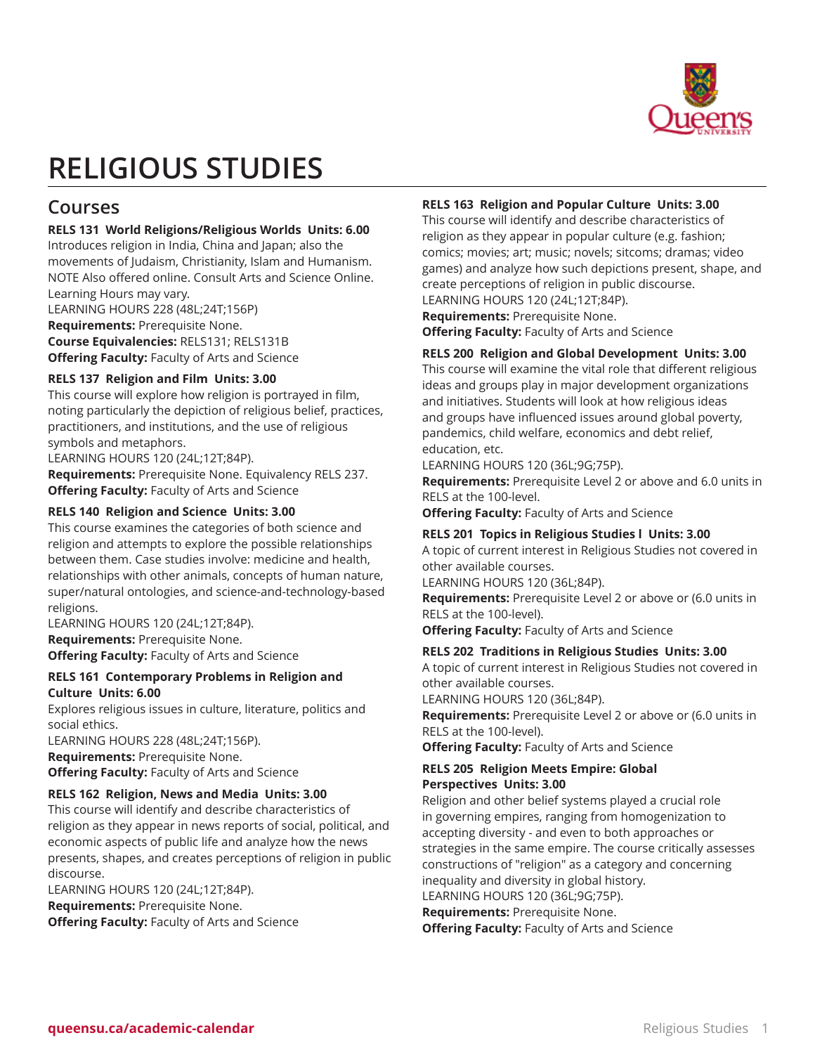# RELIGIOUS STUDIES

## Courses

**RELS 131 World Religions/Religious Worlds Units: 6.00**

Introduces religion in India, China and Japan; also the movements of Judaism, Christianity, Islam and Humanism. NOTE Also offered online. Consult Arts and Science Online. Learning Hours may vary.

LEARNING HOURS 228 (48L;24T;156P)

**Requirements:** Prerequisite None.

**Course Equivalencies:** RELS131; RELS131B

**Offering Faculty:** Faculty of Arts and Science

**RELS 137 Religion and Film Units: 3.00**

This course will explore how religion is portrayed in film, noting particularly the depiction of religious belief, practices, practitioners, and institutions, and the use of religious symbols and metaphors.

LEARNING HOURS 120 (24L;12T;84P).

**Requirements:** Prerequisite None. Equivalency RELS 237.

**Offering Faculty:** Faculty of Arts and Science

**RELS 140 Religion and Science Units: 3.00**

This course examines the categories of both science and religion and attempts to explore the possible relationships between them. Case studies involve: medicine and health, relationships with other animals, concepts of human nature, super/natural ontologies, and science-and-technology-based religions.

LEARNING HOURS 120 (24L;12T;84P).

**Requirements:** Prerequisite None.

**Offering Faculty:** Faculty of Arts and Science

**RELS 161 Contemporary Problems in Religion and Culture Units: 6.00**

Explores religious issues in culture, literature, politics and social ethics.

LEARNING HOURS 228 (48L;24T;156P).

**Requirements:** Prerequisite None.

**Offering Faculty:** Faculty of Arts and Science

**RELS 162 Religion, News and Media Units: 3.00**

This course will identify and describe characteristics of religion as they appear in news reports of social, political, and economic aspects of public life and analyze how the news presents, shapes, and creates perceptions of religion in public discourse.

LEARNING HOURS 120 (24L;12T;84P).

**Requirements:** Prerequisite None.

**Offering Faculty:** Faculty of Arts and Science

**RELS 163 Religion and Popular Culture Units: 3.00**

This course will identify and describe characteristics of religion as they appear in popular culture (e.g. fashion; comics; movies; art; music; novels; sitcoms; dramas; video games) and analyze how such depictions present, shape, and create perceptions of religion in public discourse.

LEARNING HOURS 120 (24L;12T;84P).

**Requirements:** Prerequisite None.

**Offering Faculty:** Faculty of Arts and Science

**RELS 200 Religion and Global Development Units: 3.00**

This course will examine the vital role that different religious ideas and groups play in major development organizations and initiatives. Students will look at how religious ideas and groups have influenced issues around global poverty, pandemics, child welfare, economics and debt relief, education, etc.

LEARNING HOURS 120 (36L;9G;75P).

**Requirements:** Prerequisite Level 2 or above and 6.0 units in RELS at the 100-level.

**Offering Faculty:** Faculty of Arts and Science

**RELS 201 Topics in Religious Studies l Units: 3.00**

A topic of current interest in Religious Studies not covered in other available courses.

LEARNING HOURS 120 (36L;84P).

**Requirements:** Prerequisite Level 2 or above or (6.0 units in RELS at the 100-level).

**Offering Faculty:** Faculty of Arts and Science

**RELS 202 Traditions in Religious Studies Units: 3.00**

A topic of current interest in Religious Studies not covered in other available courses.

LEARNING HOURS 120 (36L;84P).

**Requirements:** Prerequisite Level 2 or above or (6.0 units in RELS at the 100-level).

**Offering Faculty:** Faculty of Arts and Science

**RELS 205 Religion Meets Empire: Global Perspectives Units: 3.00**

Religion and other belief systems played a crucial role in governing empires, ranging from homogenization to accepting diversity - and even to both approaches or strategies in the same empire. The course critically assesses constructions of "religion" as a category and concerning inequality and diversity in global history.

LEARNING HOURS 120 (36L;9G;75P).

**Requirements:** Prerequisite None.

**Offering Faculty:** Faculty of Arts and Science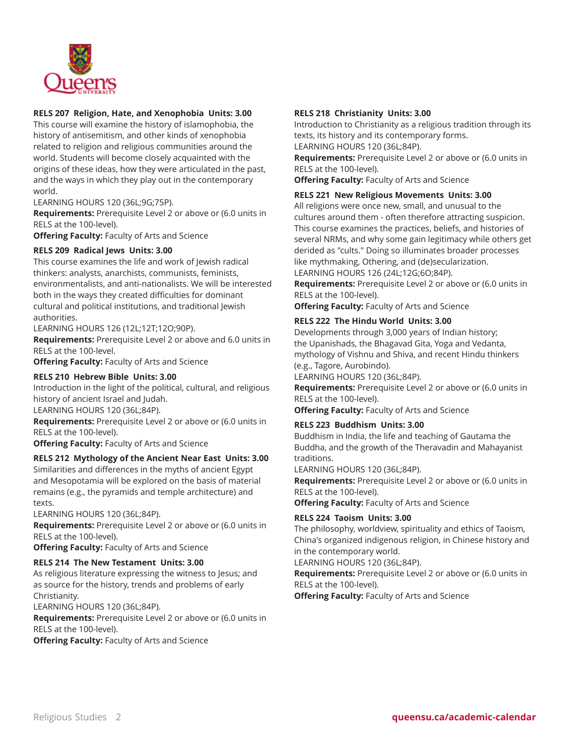### RELS 207 Religion, Hate, and Xenophobia Units: 3.00

This course will examine the history of islamophobia, the history of antisemitism, and other kinds of xenophobia related to religion and religious communities around the world. Students will become closely acquainted with the origins of these ideas, how they were articulated in the past, and the ways in which they play out in the contemporary world.

LEARNING HOURS 120 (36L;9G;75P).

**Requirements:** Prerequisite Level 2 or above or (6.0 units in RELS at the 100-level).

**Offering Faculty:** Faculty of Arts and Science

### RELS 209 Radical Jews Units: 3.00

This course examines the life and work of Jewish radical thinkers: analysts, anarchists, communists, feminists, environmentalists, and anti-nationalists. We will be interested both in the ways they created difficulties for dominant cultural and political institutions, and traditional Jewish authorities.

LEARNING HOURS 126 (12L;12T;12O;90P).

**Requirements:** Prerequisite Level 2 or above and 6.0 units in RELS at the 100-level.

**Offering Faculty:** Faculty of Arts and Science

### RELS 210 Hebrew Bible Units: 3.00

Introduction in the light of the political, cultural, and religious history of ancient Israel and Judah.

LEARNING HOURS 120 (36L;84P).

**Requirements:** Prerequisite Level 2 or above or (6.0 units in RELS at the 100-level).

**Offering Faculty:** Faculty of Arts and Science

### RELS 212 Mythology of the Ancient Near East Units: 3.00

Similarities and differences in the myths of ancient Egypt and Mesopotamia will be explored on the basis of material remains (e.g., the pyramids and temple architecture) and texts.

LEARNING HOURS 120 (36L;84P).

**Requirements:** Prerequisite Level 2 or above or (6.0 units in RELS at the 100-level).

**Offering Faculty:** Faculty of Arts and Science

### RELS 214 The New Testament Units: 3.00

As religious literature expressing the witness to Jesus; and as source for the history, trends and problems of early Christianity.

LEARNING HOURS 120 (36L;84P).

**Requirements:** Prerequisite Level 2 or above or (6.0 units in RELS at the 100-level).

**Offering Faculty:** Faculty of Arts and Science

### RELS 218 Christianity Units: 3.00

Introduction to Christianity as a religious tradition through its texts, its history and its contemporary forms.

LEARNING HOURS 120 (36L;84P).

**Requirements:** Prerequisite Level 2 or above or (6.0 units in RELS at the 100-level).

**Offering Faculty:** Faculty of Arts and Science

### RELS 221 New Religious Movements Units: 3.00

All religions were once new, small, and unusual to the cultures around them - often therefore attracting suspicion. This course examines the practices, beliefs, and histories of several NRMs, and why some gain legitimacy while others get derided as "cults." Doing so illuminates broader processes like mythmaking, Othering, and (de)secularization.

LEARNING HOURS 126 (24L;12G;6O;84P).

**Requirements:** Prerequisite Level 2 or above or (6.0 units in RELS at the 100-level).

**Offering Faculty:** Faculty of Arts and Science

### RELS 222 The Hindu World Units: 3.00

Developments through 3,000 years of Indian history; the Upanishads, the Bhagavad Gita, Yoga and Vedanta, mythology of Vishnu and Shiva, and recent Hindu thinkers (e.g., Tagore, Aurobindo).

LEARNING HOURS 120 (36L;84P).

**Requirements:** Prerequisite Level 2 or above or (6.0 units in RELS at the 100-level).

**Offering Faculty:** Faculty of Arts and Science

### RELS 223 Buddhism Units: 3.00

Buddhism in India, the life and teaching of Gautama the Buddha, and the growth of the Theravadin and Mahayanist traditions.

LEARNING HOURS 120 (36L;84P).

**Requirements:** Prerequisite Level 2 or above or (6.0 units in RELS at the 100-level).

**Offering Faculty:** Faculty of Arts and Science

### RELS 224 Taoism Units: 3.00

The philosophy, worldview, spirituality and ethics of Taoism, China's organized indigenous religion, in Chinese history and in the contemporary world.

LEARNING HOURS 120 (36L;84P).

**Requirements:** Prerequisite Level 2 or above or (6.0 units in RELS at the 100-level).

**Offering Faculty:** Faculty of Arts and Science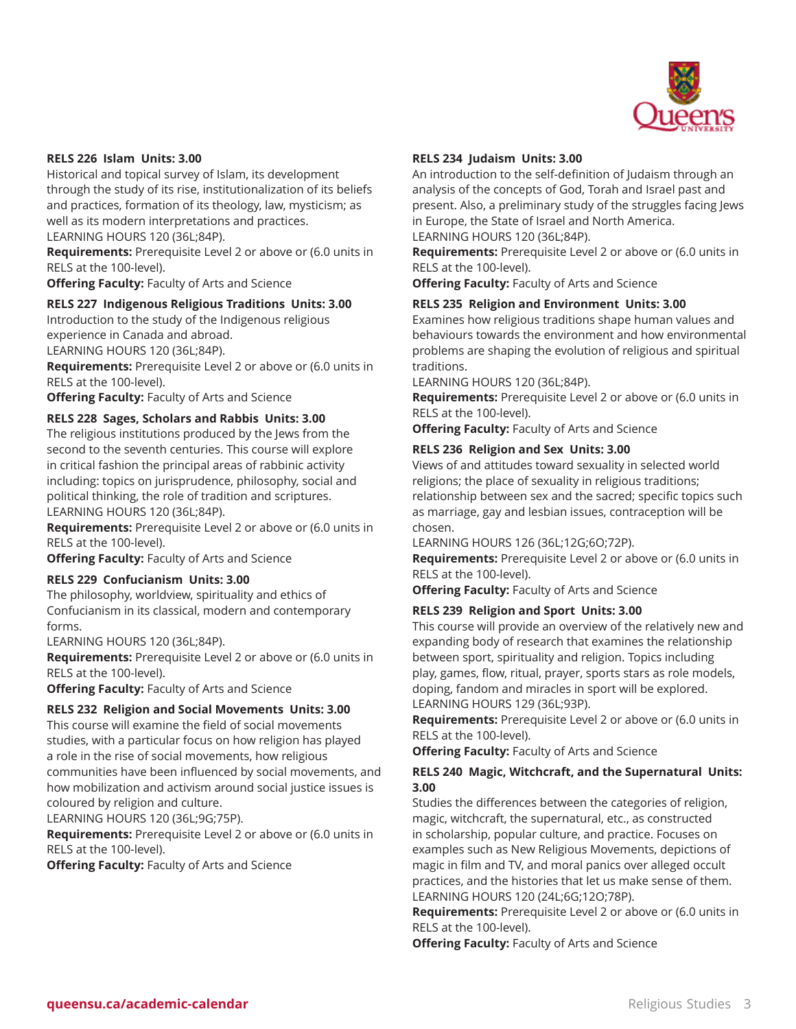**RELS 226 Islam Units: 3.00**

Historical and topical survey of Islam, its development through the study of its rise, institutionalization of its beliefs and practices, formation of its theology, law, mysticism; as well as its modern interpretations and practices.

LEARNING HOURS 120 (36L;84P).

**Requirements:** Prerequisite Level 2 or above or (6.0 units in RELS at the 100-level).

**Offering Faculty:** Faculty of Arts and Science

**RELS 227 Indigenous Religious Traditions Units: 3.00**

Introduction to the study of the Indigenous religious experience in Canada and abroad.

LEARNING HOURS 120 (36L;84P).

**Requirements:** Prerequisite Level 2 or above or (6.0 units in RELS at the 100-level).

**Offering Faculty:** Faculty of Arts and Science

**RELS 228 Sages, Scholars and Rabbis Units: 3.00**

The religious institutions produced by the Jews from the second to the seventh centuries. This course will explore in critical fashion the principal areas of rabbinic activity including: topics on jurisprudence, philosophy, social and political thinking, the role of tradition and scriptures.

LEARNING HOURS 120 (36L;84P).

**Requirements:** Prerequisite Level 2 or above or (6.0 units in RELS at the 100-level).

**Offering Faculty:** Faculty of Arts and Science

**RELS 229 Confucianism Units: 3.00**

The philosophy, worldview, spirituality and ethics of Confucianism in its classical, modern and contemporary forms.

LEARNING HOURS 120 (36L;84P).

**Requirements:** Prerequisite Level 2 or above or (6.0 units in RELS at the 100-level).

**Offering Faculty:** Faculty of Arts and Science

**RELS 232 Religion and Social Movements Units: 3.00**

This course will examine the field of social movements studies, with a particular focus on how religion has played a role in the rise of social movements, how religious communities have been influenced by social movements, and how mobilization and activism around social justice issues is coloured by religion and culture.

LEARNING HOURS 120 (36L;9G;75P).

**Requirements:** Prerequisite Level 2 or above or (6.0 units in RELS at the 100-level).

**Offering Faculty:** Faculty of Arts and Science

**RELS 234 Judaism Units: 3.00**

An introduction to the self-definition of Judaism through an analysis of the concepts of God, Torah and Israel past and present. Also, a preliminary study of the struggles facing Jews in Europe, the State of Israel and North America.

LEARNING HOURS 120 (36L;84P).

**Requirements:** Prerequisite Level 2 or above or (6.0 units in RELS at the 100-level).

**Offering Faculty:** Faculty of Arts and Science

**RELS 235 Religion and Environment Units: 3.00**

Examines how religious traditions shape human values and behaviours towards the environment and how environmental problems are shaping the evolution of religious and spiritual traditions.

LEARNING HOURS 120 (36L;84P).

**Requirements:** Prerequisite Level 2 or above or (6.0 units in RELS at the 100-level).

**Offering Faculty:** Faculty of Arts and Science

**RELS 236 Religion and Sex Units: 3.00**

Views of and attitudes toward sexuality in selected world religions; the place of sexuality in religious traditions; relationship between sex and the sacred; specific topics such as marriage, gay and lesbian issues, contraception will be chosen.

LEARNING HOURS 126 (36L;12G;6O;72P).

**Requirements:** Prerequisite Level 2 or above or (6.0 units in RELS at the 100-level).

**Offering Faculty:** Faculty of Arts and Science

**RELS 239 Religion and Sport Units: 3.00**

This course will provide an overview of the relatively new and expanding body of research that examines the relationship between sport, spirituality and religion. Topics including play, games, flow, ritual, prayer, sports stars as role models, doping, fandom and miracles in sport will be explored.

LEARNING HOURS 129 (36L;93P).

**Requirements:** Prerequisite Level 2 or above or (6.0 units in RELS at the 100-level).

**Offering Faculty:** Faculty of Arts and Science

**RELS 240 Magic, Witchcraft, and the Supernatural Units: 3.00**

Studies the differences between the categories of religion, magic, witchcraft, the supernatural, etc., as constructed in scholarship, popular culture, and practice. Focuses on examples such as New Religious Movements, depictions of magic in film and TV, and moral panics over alleged occult practices, and the histories that let us make sense of them.

LEARNING HOURS 120 (24L;6G;12O;78P).

**Requirements:** Prerequisite Level 2 or above or (6.0 units in RELS at the 100-level).

**Offering Faculty:** Faculty of Arts and Science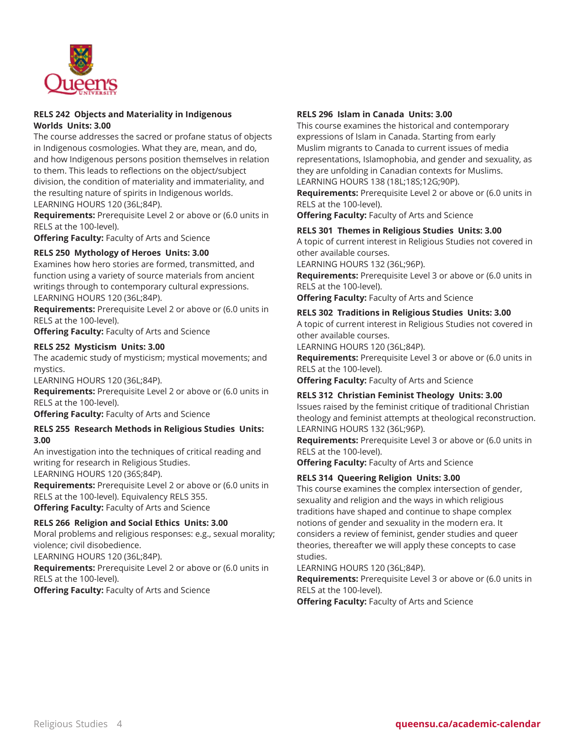### RELS 242 Objects and Materiality in Indigenous Worlds Units: 3.00

The course addresses the sacred or profane status of objects in Indigenous cosmologies. What they are, mean, and do, and how Indigenous persons position themselves in relation to them. This leads to reflections on the object/subject division, the condition of materiality and immateriality, and the resulting nature of spirits in Indigenous worlds.
LEARNING HOURS 120 (36L;84P).

**Requirements:** Prerequisite Level 2 or above or (6.0 units in RELS at the 100-level).

**Offering Faculty:** Faculty of Arts and Science

### RELS 250 Mythology of Heroes Units: 3.00

Examines how hero stories are formed, transmitted, and function using a variety of source materials from ancient writings through to contemporary cultural expressions.
LEARNING HOURS 120 (36L;84P).

**Requirements:** Prerequisite Level 2 or above or (6.0 units in RELS at the 100-level).

**Offering Faculty:** Faculty of Arts and Science

### RELS 252 Mysticism Units: 3.00

The academic study of mysticism; mystical movements; and mystics.
LEARNING HOURS 120 (36L;84P).

**Requirements:** Prerequisite Level 2 or above or (6.0 units in RELS at the 100-level).

**Offering Faculty:** Faculty of Arts and Science

### RELS 255 Research Methods in Religious Studies Units: 3.00

An investigation into the techniques of critical reading and writing for research in Religious Studies.
LEARNING HOURS 120 (36S;84P).

**Requirements:** Prerequisite Level 2 or above or (6.0 units in RELS at the 100-level). Equivalency RELS 355.

**Offering Faculty:** Faculty of Arts and Science

### RELS 266 Religion and Social Ethics Units: 3.00

Moral problems and religious responses: e.g., sexual morality; violence; civil disobedience.
LEARNING HOURS 120 (36L;84P).

**Requirements:** Prerequisite Level 2 or above or (6.0 units in RELS at the 100-level).

**Offering Faculty:** Faculty of Arts and Science

### RELS 296 Islam in Canada Units: 3.00

This course examines the historical and contemporary expressions of Islam in Canada. Starting from early Muslim migrants to Canada to current issues of media representations, Islamophobia, and gender and sexuality, as they are unfolding in Canadian contexts for Muslims.
LEARNING HOURS 138 (18L;18S;12G;90P).

**Requirements:** Prerequisite Level 2 or above or (6.0 units in RELS at the 100-level).

**Offering Faculty:** Faculty of Arts and Science

### RELS 301 Themes in Religious Studies Units: 3.00

A topic of current interest in Religious Studies not covered in other available courses.
LEARNING HOURS 132 (36L;96P).

**Requirements:** Prerequisite Level 3 or above or (6.0 units in RELS at the 100-level).

**Offering Faculty:** Faculty of Arts and Science

### RELS 302 Traditions in Religious Studies Units: 3.00

A topic of current interest in Religious Studies not covered in other available courses.
LEARNING HOURS 120 (36L;84P).

**Requirements:** Prerequisite Level 3 or above or (6.0 units in RELS at the 100-level).

**Offering Faculty:** Faculty of Arts and Science

### RELS 312 Christian Feminist Theology Units: 3.00

Issues raised by the feminist critique of traditional Christian theology and feminist attempts at theological reconstruction.
LEARNING HOURS 132 (36L;96P).

**Requirements:** Prerequisite Level 3 or above or (6.0 units in RELS at the 100-level).

**Offering Faculty:** Faculty of Arts and Science

### RELS 314 Queering Religion Units: 3.00

This course examines the complex intersection of gender, sexuality and religion and the ways in which religious traditions have shaped and continue to shape complex notions of gender and sexuality in the modern era. It considers a review of feminist, gender studies and queer theories, thereafter we will apply these concepts to case studies.
LEARNING HOURS 120 (36L;84P).

**Requirements:** Prerequisite Level 3 or above or (6.0 units in RELS at the 100-level).

**Offering Faculty:** Faculty of Arts and Science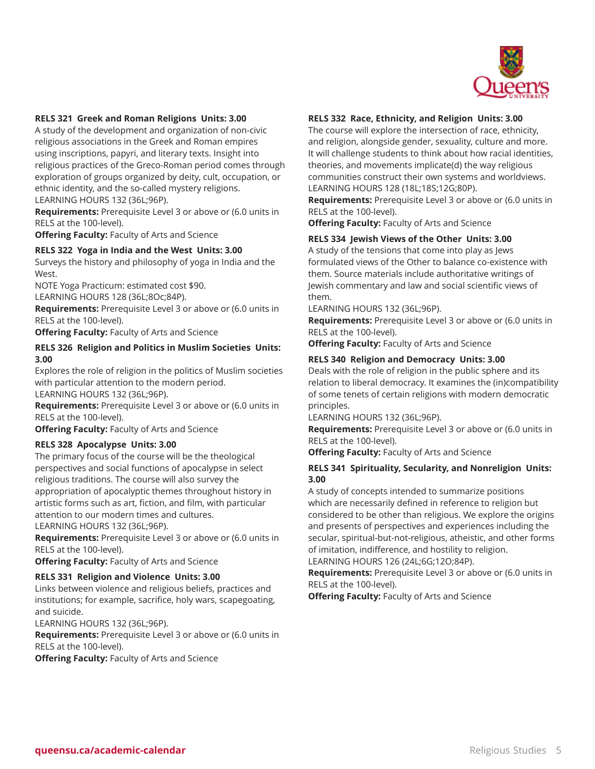**RELS 321 Greek and Roman Religions Units: 3.00**

A study of the development and organization of non-civic religious associations in the Greek and Roman empires using inscriptions, papyri, and literary texts. Insight into religious practices of the Greco-Roman period comes through exploration of groups organized by deity, cult, occupation, or ethnic identity, and the so-called mystery religions.

LEARNING HOURS 132 (36L;96P).

**Requirements:** Prerequisite Level 3 or above or (6.0 units in RELS at the 100-level).

**Offering Faculty:** Faculty of Arts and Science

**RELS 322 Yoga in India and the West Units: 3.00**

Surveys the history and philosophy of yoga in India and the West.

NOTE Yoga Practicum: estimated cost $90.

LEARNING HOURS 128 (36L;8Oc;84P).

**Requirements:** Prerequisite Level 3 or above or (6.0 units in RELS at the 100-level).

**Offering Faculty:** Faculty of Arts and Science

**RELS 326 Religion and Politics in Muslim Societies Units: 3.00**

Explores the role of religion in the politics of Muslim societies with particular attention to the modern period.

LEARNING HOURS 132 (36L;96P).

**Requirements:** Prerequisite Level 3 or above or (6.0 units in RELS at the 100-level).

**Offering Faculty:** Faculty of Arts and Science

**RELS 328 Apocalypse Units: 3.00**

The primary focus of the course will be the theological perspectives and social functions of apocalypse in select religious traditions. The course will also survey the appropriation of apocalyptic themes throughout history in artistic forms such as art, fiction, and film, with particular attention to our modern times and cultures.

LEARNING HOURS 132 (36L;96P).

**Requirements:** Prerequisite Level 3 or above or (6.0 units in RELS at the 100-level).

**Offering Faculty:** Faculty of Arts and Science

**RELS 331 Religion and Violence Units: 3.00**

Links between violence and religious beliefs, practices and institutions; for example, sacrifice, holy wars, scapegoating, and suicide.

LEARNING HOURS 132 (36L;96P).

**Requirements:** Prerequisite Level 3 or above or (6.0 units in RELS at the 100-level).

**Offering Faculty:** Faculty of Arts and Science

**RELS 332 Race, Ethnicity, and Religion Units: 3.00**

The course will explore the intersection of race, ethnicity, and religion, alongside gender, sexuality, culture and more. It will challenge students to think about how racial identities, theories, and movements implicate(d) the way religious communities construct their own systems and worldviews.

LEARNING HOURS 128 (18L;18S;12G;80P).

**Requirements:** Prerequisite Level 3 or above or (6.0 units in RELS at the 100-level).

**Offering Faculty:** Faculty of Arts and Science

**RELS 334 Jewish Views of the Other Units: 3.00**

A study of the tensions that come into play as Jews formulated views of the Other to balance co-existence with them. Source materials include authoritative writings of Jewish commentary and law and social scientific views of them.

LEARNING HOURS 132 (36L;96P).

**Requirements:** Prerequisite Level 3 or above or (6.0 units in RELS at the 100-level).

**Offering Faculty:** Faculty of Arts and Science

**RELS 340 Religion and Democracy Units: 3.00**

Deals with the role of religion in the public sphere and its relation to liberal democracy. It examines the (in)compatibility of some tenets of certain religions with modern democratic principles.

LEARNING HOURS 132 (36L;96P).

**Requirements:** Prerequisite Level 3 or above or (6.0 units in RELS at the 100-level).

**Offering Faculty:** Faculty of Arts and Science

**RELS 341 Spirituality, Secularity, and Nonreligion Units: 3.00**

A study of concepts intended to summarize positions which are necessarily defined in reference to religion but considered to be other than religious. We explore the origins and presents of perspectives and experiences including the secular, spiritual-but-not-religious, atheistic, and other forms of imitation, indifference, and hostility to religion.

LEARNING HOURS 126 (24L;6G;12O;84P).

**Requirements:** Prerequisite Level 3 or above or (6.0 units in RELS at the 100-level).

**Offering Faculty:** Faculty of Arts and Science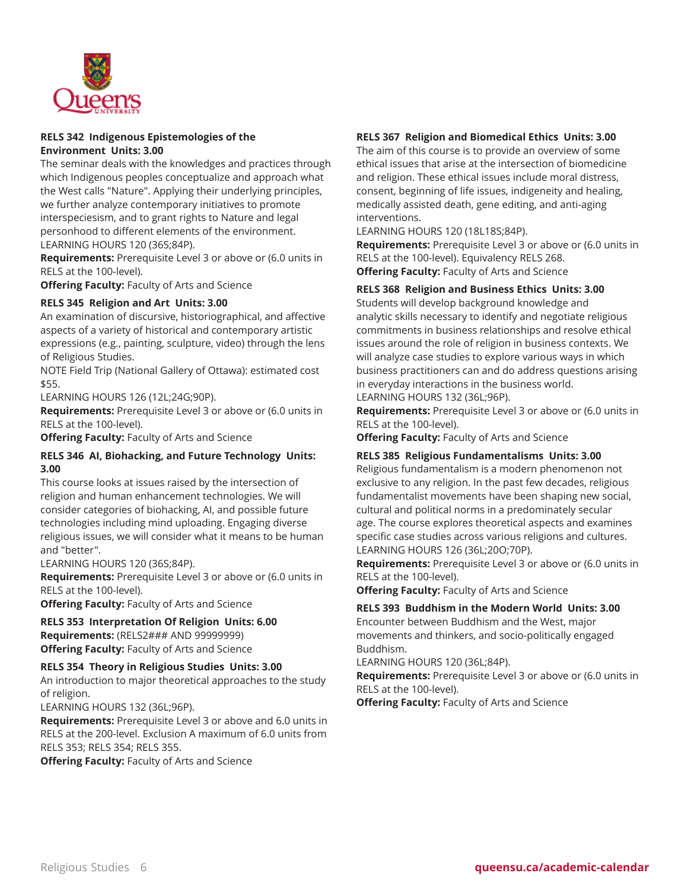**RELS 342 Indigenous Epistemologies of the Environment Units: 3.00**
The seminar deals with the knowledges and practices through which Indigenous peoples conceptualize and approach what the West calls "Nature". Applying their underlying principles, we further analyze contemporary initiatives to promote interspeciesism, and to grant rights to Nature and legal personhood to different elements of the environment.
LEARNING HOURS 120 (36S;84P).
**Requirements:** Prerequisite Level 3 or above or (6.0 units in RELS at the 100-level).
**Offering Faculty:** Faculty of Arts and Science

**RELS 345 Religion and Art Units: 3.00**
An examination of discursive, historiographical, and affective aspects of a variety of historical and contemporary artistic expressions (e.g., painting, sculpture, video) through the lens of Religious Studies.
NOTE Field Trip (National Gallery of Ottawa): estimated cost $55.
LEARNING HOURS 126 (12L;24G;90P).
**Requirements:** Prerequisite Level 3 or above or (6.0 units in RELS at the 100-level).
**Offering Faculty:** Faculty of Arts and Science

**RELS 346 AI, Biohacking, and Future Technology Units: 3.00**
This course looks at issues raised by the intersection of religion and human enhancement technologies. We will consider categories of biohacking, AI, and possible future technologies including mind uploading. Engaging diverse religious issues, we will consider what it means to be human and "better".
LEARNING HOURS 120 (36S;84P).
**Requirements:** Prerequisite Level 3 or above or (6.0 units in RELS at the 100-level).
**Offering Faculty:** Faculty of Arts and Science

**RELS 353 Interpretation Of Religion Units: 6.00**
**Requirements:** (RELS2### AND 99999999)
**Offering Faculty:** Faculty of Arts and Science

**RELS 354 Theory in Religious Studies Units: 3.00**
An introduction to major theoretical approaches to the study of religion.
LEARNING HOURS 132 (36L;96P).
**Requirements:** Prerequisite Level 3 or above and 6.0 units in RELS at the 200-level. Exclusion A maximum of 6.0 units from RELS 353; RELS 354; RELS 355.
**Offering Faculty:** Faculty of Arts and Science

**RELS 367 Religion and Biomedical Ethics Units: 3.00**
The aim of this course is to provide an overview of some ethical issues that arise at the intersection of biomedicine and religion. These ethical issues include moral distress, consent, beginning of life issues, indigeneity and healing, medically assisted death, gene editing, and anti-aging interventions.
LEARNING HOURS 120 (18L18S;84P).
**Requirements:** Prerequisite Level 3 or above or (6.0 units in RELS at the 100-level). Equivalency RELS 268.
**Offering Faculty:** Faculty of Arts and Science

**RELS 368 Religion and Business Ethics Units: 3.00**
Students will develop background knowledge and analytic skills necessary to identify and negotiate religious commitments in business relationships and resolve ethical issues around the role of religion in business contexts. We will analyze case studies to explore various ways in which business practitioners can and do address questions arising in everyday interactions in the business world.
LEARNING HOURS 132 (36L;96P).
**Requirements:** Prerequisite Level 3 or above or (6.0 units in RELS at the 100-level).
**Offering Faculty:** Faculty of Arts and Science

**RELS 385 Religious Fundamentalisms Units: 3.00**
Religious fundamentalism is a modern phenomenon not exclusive to any religion. In the past few decades, religious fundamentalist movements have been shaping new social, cultural and political norms in a predominately secular age. The course explores theoretical aspects and examines specific case studies across various religions and cultures.
LEARNING HOURS 126 (36L;20O;70P).
**Requirements:** Prerequisite Level 3 or above or (6.0 units in RELS at the 100-level).
**Offering Faculty:** Faculty of Arts and Science

**RELS 393 Buddhism in the Modern World Units: 3.00**
Encounter between Buddhism and the West, major movements and thinkers, and socio-politically engaged Buddhism.
LEARNING HOURS 120 (36L;84P).
**Requirements:** Prerequisite Level 3 or above or (6.0 units in RELS at the 100-level).
**Offering Faculty:** Faculty of Arts and Science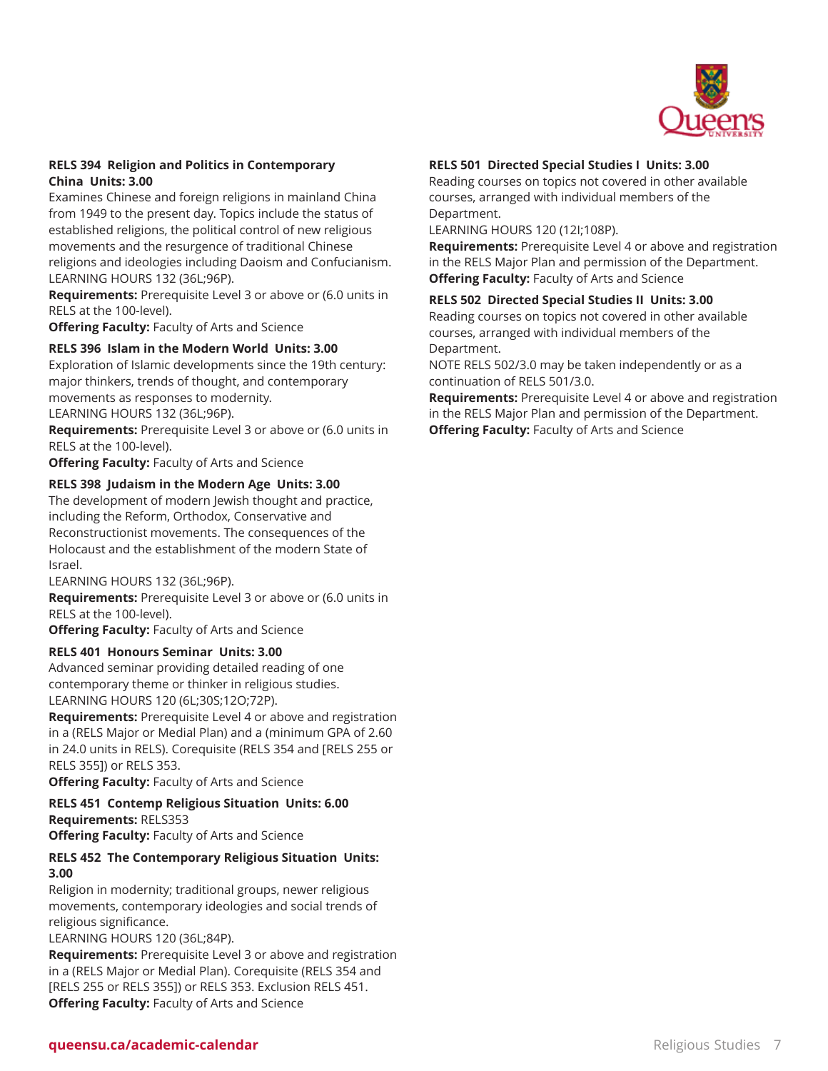**RELS 394 Religion and Politics in Contemporary China Units: 3.00**
Examines Chinese and foreign religions in mainland China from 1949 to the present day. Topics include the status of established religions, the political control of new religious movements and the resurgence of traditional Chinese religions and ideologies including Daoism and Confucianism.
LEARNING HOURS 132 (36L;96P).
**Requirements:** Prerequisite Level 3 or above or (6.0 units in RELS at the 100-level).
**Offering Faculty:** Faculty of Arts and Science

**RELS 396 Islam in the Modern World Units: 3.00**
Exploration of Islamic developments since the 19th century: major thinkers, trends of thought, and contemporary movements as responses to modernity.
LEARNING HOURS 132 (36L;96P).
**Requirements:** Prerequisite Level 3 or above or (6.0 units in RELS at the 100-level).
**Offering Faculty:** Faculty of Arts and Science

**RELS 398 Judaism in the Modern Age Units: 3.00**
The development of modern Jewish thought and practice, including the Reform, Orthodox, Conservative and Reconstructionist movements. The consequences of the Holocaust and the establishment of the modern State of Israel.
LEARNING HOURS 132 (36L;96P).
**Requirements:** Prerequisite Level 3 or above or (6.0 units in RELS at the 100-level).
**Offering Faculty:** Faculty of Arts and Science

**RELS 401 Honours Seminar Units: 3.00**
Advanced seminar providing detailed reading of one contemporary theme or thinker in religious studies.
LEARNING HOURS 120 (6L;30S;12O;72P).
**Requirements:** Prerequisite Level 4 or above and registration in a (RELS Major or Medial Plan) and a (minimum GPA of 2.60 in 24.0 units in RELS). Corequisite (RELS 354 and [RELS 255 or RELS 355]) or RELS 353.
**Offering Faculty:** Faculty of Arts and Science

**RELS 451 Contemp Religious Situation Units: 6.00**
**Requirements:** RELS353
**Offering Faculty:** Faculty of Arts and Science

**RELS 452 The Contemporary Religious Situation Units: 3.00**
Religion in modernity; traditional groups, newer religious movements, contemporary ideologies and social trends of religious significance.
LEARNING HOURS 120 (36L;84P).
**Requirements:** Prerequisite Level 3 or above and registration in a (RELS Major or Medial Plan). Corequisite (RELS 354 and [RELS 255 or RELS 355]) or RELS 353. Exclusion RELS 451.
**Offering Faculty:** Faculty of Arts and Science

**RELS 501 Directed Special Studies I Units: 3.00**
Reading courses on topics not covered in other available courses, arranged with individual members of the Department.
LEARNING HOURS 120 (12I;108P).
**Requirements:** Prerequisite Level 4 or above and registration in the RELS Major Plan and permission of the Department.
**Offering Faculty:** Faculty of Arts and Science

**RELS 502 Directed Special Studies II Units: 3.00**
Reading courses on topics not covered in other available courses, arranged with individual members of the Department.
NOTE RELS 502/3.0 may be taken independently or as a continuation of RELS 501/3.0.
**Requirements:** Prerequisite Level 4 or above and registration in the RELS Major Plan and permission of the Department.
**Offering Faculty:** Faculty of Arts and Science